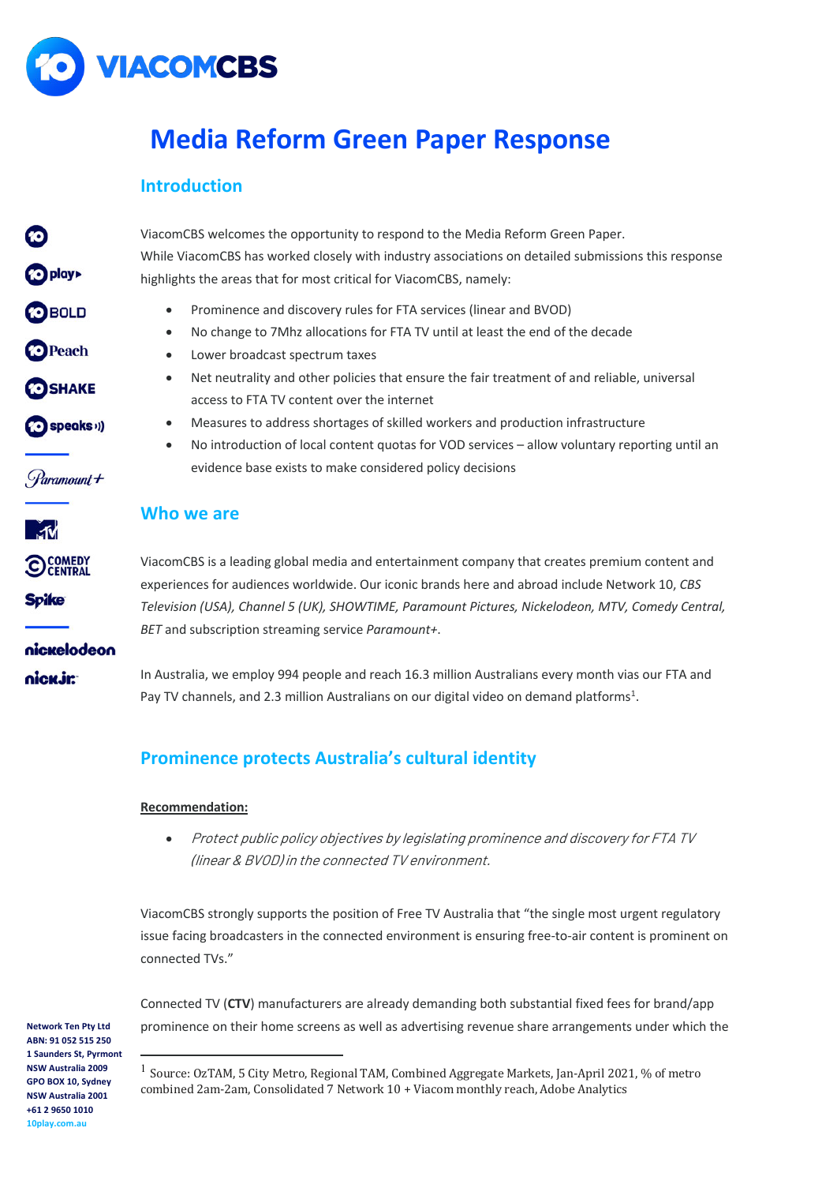# Media Reform Green Paper Response

## Introduction

ViacomCBS welcomes the opportunity to respond to the Media Reform Green Paper.
While ViacomCBS has worked closely with industry associations on detailed submissions this response highlights the areas that for most critical for ViacomCBS, namely:

- Prominence and discovery rules for FTA services (linear and BVOD)
- No change to 7Mhz allocations for FTA TV until at least the end of the decade
- Lower broadcast spectrum taxes
- Net neutrality and other policies that ensure the fair treatment of and reliable, universal access to FTA TV content over the internet
- Measures to address shortages of skilled workers and production infrastructure
- No introduction of local content quotas for VOD services – allow voluntary reporting until an evidence base exists to make considered policy decisions

## Who we are

ViacomCBS is a leading global media and entertainment company that creates premium content and experiences for audiences worldwide. Our iconic brands here and abroad include Network 10, *CBS Television (USA), Channel 5 (UK), SHOWTIME, Paramount Pictures, Nickelodeon, MTV, Comedy Central, BET* and subscription streaming service *Paramount+*.

In Australia, we employ 994 people and reach 16.3 million Australians every month vias our FTA and Pay TV channels, and 2.3 million Australians on our digital video on demand platforms[1].

## Prominence protects Australia's cultural identity

**Recommendation:**

- *Protect public policy objectives by legislating prominence and discovery for FTA TV (linear & BVOD) in the connected TV environment.*

ViacomCBS strongly supports the position of Free TV Australia that "the single most urgent regulatory issue facing broadcasters in the connected environment is ensuring free-to-air content is prominent on connected TVs."

Connected TV (**CTV**) manufacturers are already demanding both substantial fixed fees for brand/app prominence on their home screens as well as advertising revenue share arrangements under which the

[1] Source: OzTAM, 5 City Metro, Regional TAM, Combined Aggregate Markets, Jan-April 2021, % of metro combined 2am-2am, Consolidated 7 Network 10 + Viacom monthly reach, Adobe Analytics

Network Ten Pty Ltd
ABN: 91 052 515 250
1 Saunders St, Pyrmont
NSW Australia 2009
GPO BOX 10, Sydney
NSW Australia 2001
+61 2 9650 1010
10play.com.au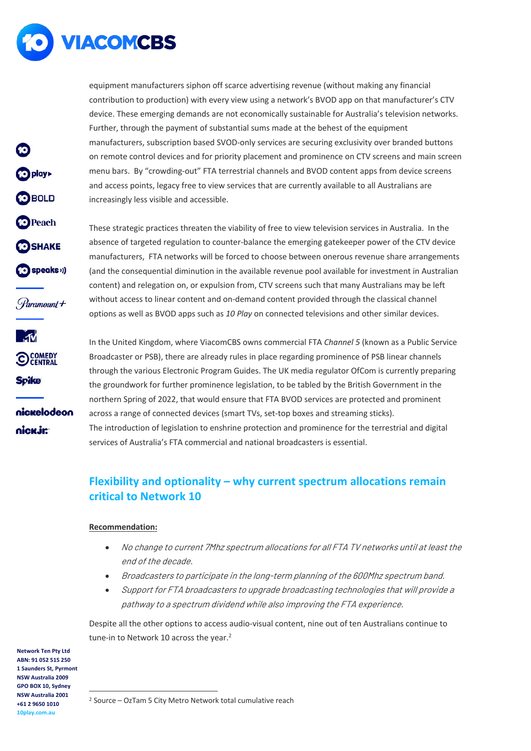equipment manufacturers siphon off scarce advertising revenue (without making any financial contribution to production) with every view using a network's BVOD app on that manufacturer's CTV device. These emerging demands are not economically sustainable for Australia's television networks. Further, through the payment of substantial sums made at the behest of the equipment manufacturers, subscription based SVOD-only services are securing exclusivity over branded buttons on remote control devices and for priority placement and prominence on CTV screens and main screen menu bars. By "crowding-out" FTA terrestrial channels and BVOD content apps from device screens and access points, legacy free to view services that are currently available to all Australians are increasingly less visible and accessible.

These strategic practices threaten the viability of free to view television services in Australia. In the absence of targeted regulation to counter-balance the emerging gatekeeper power of the CTV device manufacturers, FTA networks will be forced to choose between onerous revenue share arrangements (and the consequential diminution in the available revenue pool available for investment in Australian content) and relegation on, or expulsion from, CTV screens such that many Australians may be left without access to linear content and on-demand content provided through the classical channel options as well as BVOD apps such as *10 Play* on connected televisions and other similar devices.

In the United Kingdom, where ViacomCBS owns commercial FTA *Channel 5* (known as a Public Service Broadcaster or PSB), there are already rules in place regarding prominence of PSB linear channels through the various Electronic Program Guides. The UK media regulator OfCom is currently preparing the groundwork for further prominence legislation, to be tabled by the British Government in the northern Spring of 2022, that would ensure that FTA BVOD services are protected and prominent across a range of connected devices (smart TVs, set-top boxes and streaming sticks).
The introduction of legislation to enshrine protection and prominence for the terrestrial and digital services of Australia's FTA commercial and national broadcasters is essential.

## Flexibility and optionality – why current spectrum allocations remain critical to Network 10

**Recommendation:**

- *No change to current 7Mhz spectrum allocations for all FTA TV networks until at least the end of the decade.*
- *Broadcasters to participate in the long-term planning of the 600Mhz spectrum band.*
- *Support for FTA broadcasters to upgrade broadcasting technologies that will provide a pathway to a spectrum dividend while also improving the FTA experience.*

Despite all the other options to access audio-visual content, nine out of ten Australians continue to tune-in to Network 10 across the year.[2]

[2] Source – OzTam 5 City Metro Network total cumulative reach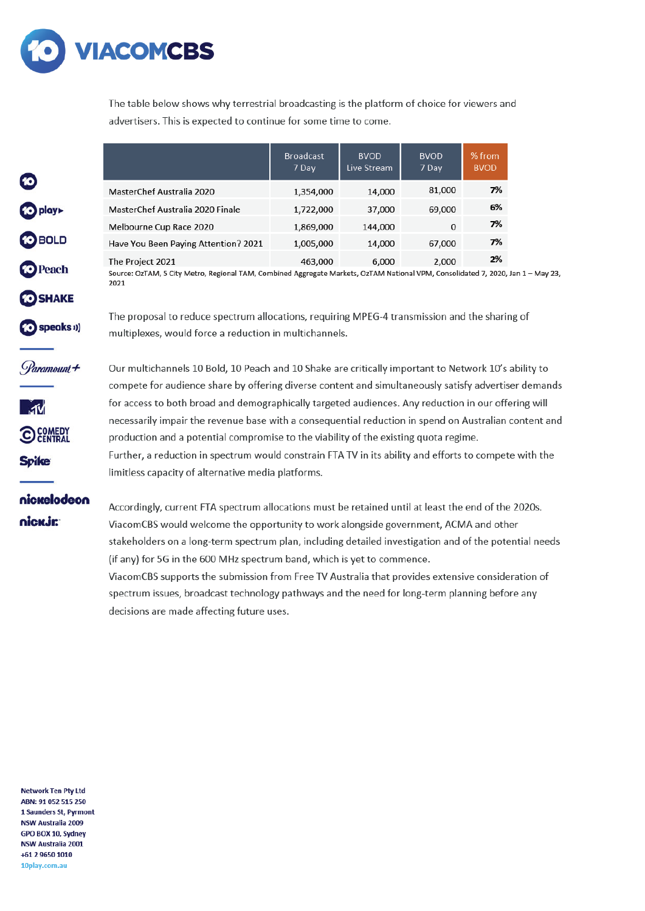The table below shows why terrestrial broadcasting is the platform of choice for viewers and advertisers. This is expected to continue for some time to come.

| | Broadcast 7 Day | BVOD Live Stream | BVOD 7 Day | % from BVOD |
|---|---|---|---|---|
| MasterChef Australia 2020 | 1,354,000 | 14,000 | 81,000 | **7%** |
| MasterChef Australia 2020 Finale | 1,722,000 | 37,000 | 69,000 | **6%** |
| Melbourne Cup Race 2020 | 1,869,000 | 144,000 | 0 | **7%** |
| Have You Been Paying Attention? 2021 | 1,005,000 | 14,000 | 67,000 | **7%** |
| The Project 2021 | 463,000 | 6,000 | 2,000 | **2%** |

Source: OzTAM, 5 City Metro, Regional TAM, Combined Aggregate Markets, OzTAM National VPM, Consolidated 7, 2020, Jan 1 – May 23, 2021

The proposal to reduce spectrum allocations, requiring MPEG-4 transmission and the sharing of multiplexes, would force a reduction in multichannels.

Our multichannels 10 Bold, 10 Peach and 10 Shake are critically important to Network 10's ability to compete for audience share by offering diverse content and simultaneously satisfy advertiser demands for access to both broad and demographically targeted audiences. Any reduction in our offering will necessarily impair the revenue base with a consequential reduction in spend on Australian content and production and a potential compromise to the viability of the existing quota regime.
Further, a reduction in spectrum would constrain FTA TV in its ability and efforts to compete with the limitless capacity of alternative media platforms.

Accordingly, current FTA spectrum allocations must be retained until at least the end of the 2020s. ViacomCBS would welcome the opportunity to work alongside government, ACMA and other stakeholders on a long-term spectrum plan, including detailed investigation and of the potential needs (if any) for 5G in the 600 MHz spectrum band, which is yet to commence.
ViacomCBS supports the submission from Free TV Australia that provides extensive consideration of spectrum issues, broadcast technology pathways and the need for long-term planning before any decisions are made affecting future uses.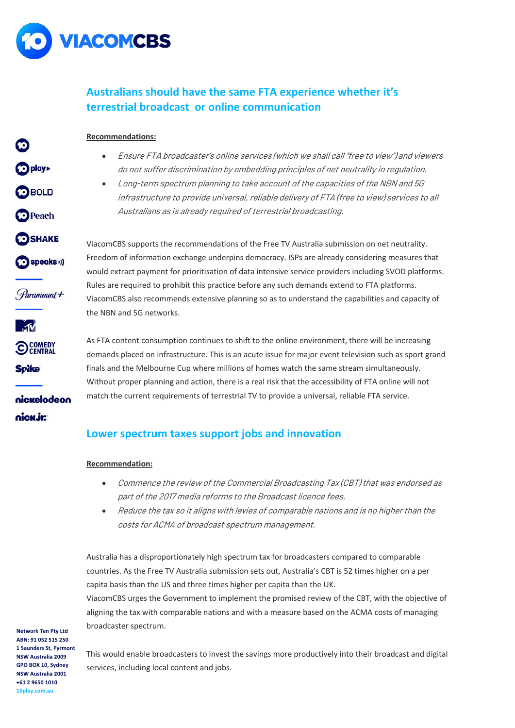## Australians should have the same FTA experience whether it's terrestrial broadcast or online communication

**Recommendations:**

- *Ensure FTA broadcaster's online services (which we shall call "free to view") and viewers do not suffer discrimination by embedding principles of net neutrality in regulation.*
- *Long-term spectrum planning to take account of the capacities of the NBN and 5G infrastructure to provide universal, reliable delivery of FTA (free to view) services to all Australians as is already required of terrestrial broadcasting.*

ViacomCBS supports the recommendations of the Free TV Australia submission on net neutrality. Freedom of information exchange underpins democracy. ISPs are already considering measures that would extract payment for prioritisation of data intensive service providers including SVOD platforms. Rules are required to prohibit this practice before any such demands extend to FTA platforms. ViacomCBS also recommends extensive planning so as to understand the capabilities and capacity of the NBN and 5G networks.

As FTA content consumption continues to shift to the online environment, there will be increasing demands placed on infrastructure. This is an acute issue for major event television such as sport grand finals and the Melbourne Cup where millions of homes watch the same stream simultaneously. Without proper planning and action, there is a real risk that the accessibility of FTA online will not match the current requirements of terrestrial TV to provide a universal, reliable FTA service.

## Lower spectrum taxes support jobs and innovation

**Recommendation:**

- *Commence the review of the Commercial Broadcasting Tax (CBT) that was endorsed as part of the 2017 media reforms to the Broadcast licence fees.*
- *Reduce the tax so it aligns with levies of comparable nations and is no higher than the costs for ACMA of broadcast spectrum management.*

Australia has a disproportionately high spectrum tax for broadcasters compared to comparable countries. As the Free TV Australia submission sets out, Australia's CBT is 52 times higher on a per capita basis than the US and three times higher per capita than the UK.

ViacomCBS urges the Government to implement the promised review of the CBT, with the objective of aligning the tax with comparable nations and with a measure based on the ACMA costs of managing broadcaster spectrum.

This would enable broadcasters to invest the savings more productively into their broadcast and digital services, including local content and jobs.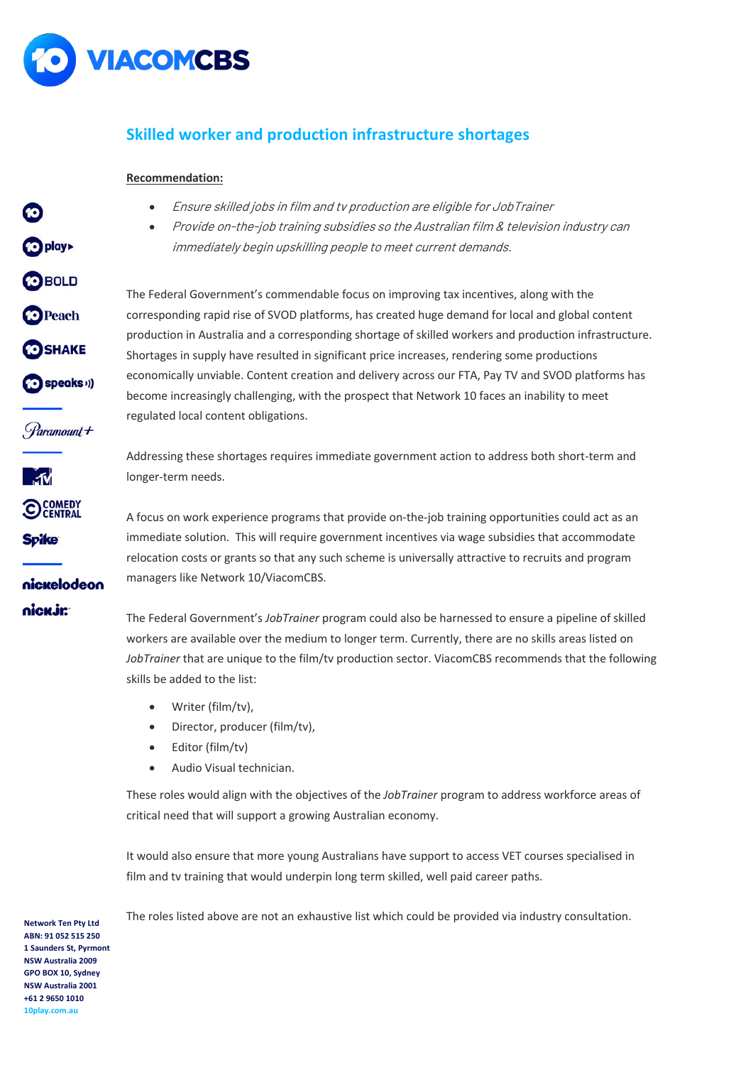## Skilled worker and production infrastructure shortages

**Recommendation:**

- *Ensure skilled jobs in film and tv production are eligible for JobTrainer*
- *Provide on-the-job training subsidies so the Australian film & television industry can immediately begin upskilling people to meet current demands.*

The Federal Government's commendable focus on improving tax incentives, along with the corresponding rapid rise of SVOD platforms, has created huge demand for local and global content production in Australia and a corresponding shortage of skilled workers and production infrastructure. Shortages in supply have resulted in significant price increases, rendering some productions economically unviable. Content creation and delivery across our FTA, Pay TV and SVOD platforms has become increasingly challenging, with the prospect that Network 10 faces an inability to meet regulated local content obligations.

Addressing these shortages requires immediate government action to address both short-term and longer-term needs.

A focus on work experience programs that provide on-the-job training opportunities could act as an immediate solution. This will require government incentives via wage subsidies that accommodate relocation costs or grants so that any such scheme is universally attractive to recruits and program managers like Network 10/ViacomCBS.

The Federal Government's *JobTrainer* program could also be harnessed to ensure a pipeline of skilled workers are available over the medium to longer term. Currently, there are no skills areas listed on *JobTrainer* that are unique to the film/tv production sector. ViacomCBS recommends that the following skills be added to the list:

- Writer (film/tv),
- Director, producer (film/tv),
- Editor (film/tv)
- Audio Visual technician.

These roles would align with the objectives of the *JobTrainer* program to address workforce areas of critical need that will support a growing Australian economy.

It would also ensure that more young Australians have support to access VET courses specialised in film and tv training that would underpin long term skilled, well paid career paths.

The roles listed above are not an exhaustive list which could be provided via industry consultation.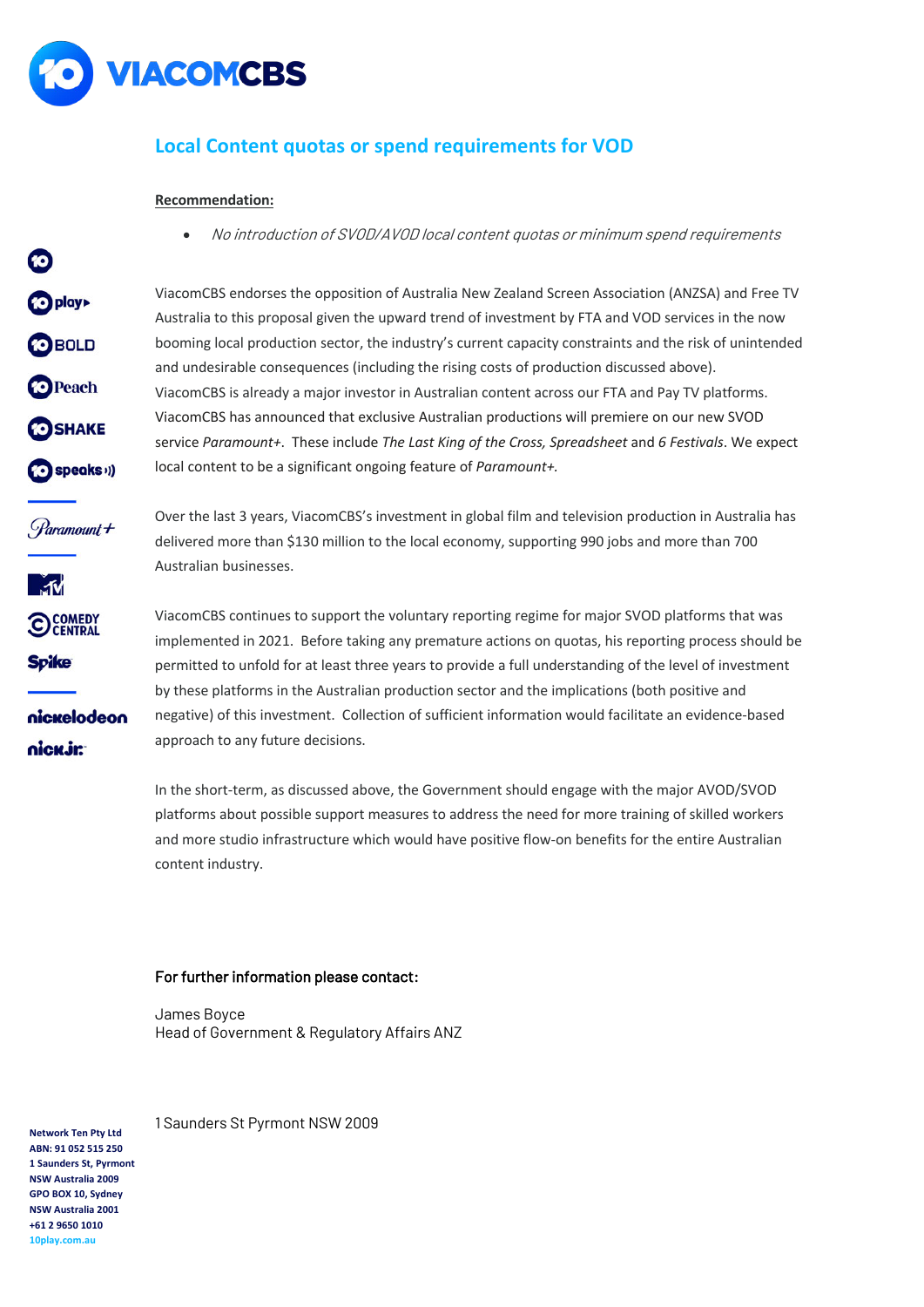## Local Content quotas or spend requirements for VOD

**Recommendation:**

- *No introduction of SVOD/AVOD local content quotas or minimum spend requirements*

ViacomCBS endorses the opposition of Australia New Zealand Screen Association (ANZSA) and Free TV Australia to this proposal given the upward trend of investment by FTA and VOD services in the now booming local production sector, the industry's current capacity constraints and the risk of unintended and undesirable consequences (including the rising costs of production discussed above). ViacomCBS is already a major investor in Australian content across our FTA and Pay TV platforms. ViacomCBS has announced that exclusive Australian productions will premiere on our new SVOD service *Paramount+*. These include *The Last King of the Cross, Spreadsheet* and *6 Festivals*. We expect local content to be a significant ongoing feature of *Paramount+.*

Over the last 3 years, ViacomCBS's investment in global film and television production in Australia has delivered more than $130 million to the local economy, supporting 990 jobs and more than 700 Australian businesses.

ViacomCBS continues to support the voluntary reporting regime for major SVOD platforms that was implemented in 2021. Before taking any premature actions on quotas, his reporting process should be permitted to unfold for at least three years to provide a full understanding of the level of investment by these platforms in the Australian production sector and the implications (both positive and negative) of this investment. Collection of sufficient information would facilitate an evidence-based approach to any future decisions.

In the short-term, as discussed above, the Government should engage with the major AVOD/SVOD platforms about possible support measures to address the need for more training of skilled workers and more studio infrastructure which would have positive flow-on benefits for the entire Australian content industry.

For further information please contact:

James Boyce
Head of Government & Regulatory Affairs ANZ

1 Saunders St Pyrmont NSW 2009

**Network Ten Pty Ltd**
**ABN: 91 052 515 250**
**1 Saunders St, Pyrmont**
**NSW Australia 2009**
**GPO BOX 10, Sydney**
**NSW Australia 2001**
**+61 2 9650 1010**
**10play.com.au**